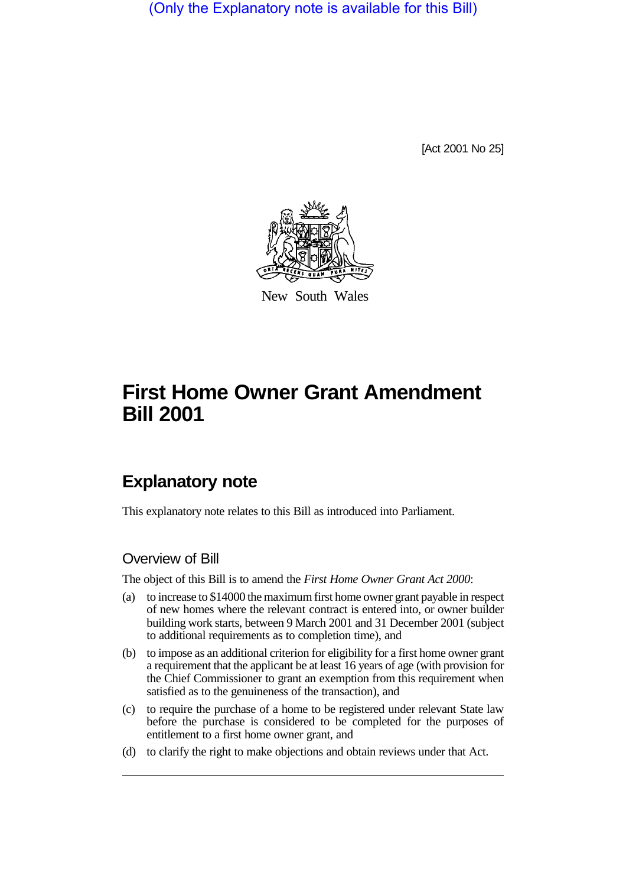(Only the Explanatory note is available for this Bill)

[Act 2001 No 25]

New South Wales

# First Home Owner Grant Amendment Bill 2001

## Explanatory note

This explanatory note relates to this Bill as introduced into Parliament.

### Overview of Bill

The object of this Bill is to amend the *First Home Owner Grant Act 2000*:

(a) to increase to $14000 the maximum first home owner grant payable in respect of new homes where the relevant contract is entered into, or owner builder building work starts, between 9 March 2001 and 31 December 2001 (subject to additional requirements as to completion time), and

(b) to impose as an additional criterion for eligibility for a first home owner grant a requirement that the applicant be at least 16 years of age (with provision for the Chief Commissioner to grant an exemption from this requirement when satisfied as to the genuineness of the transaction), and

(c) to require the purchase of a home to be registered under relevant State law before the purchase is considered to be completed for the purposes of entitlement to a first home owner grant, and

(d) to clarify the right to make objections and obtain reviews under that Act.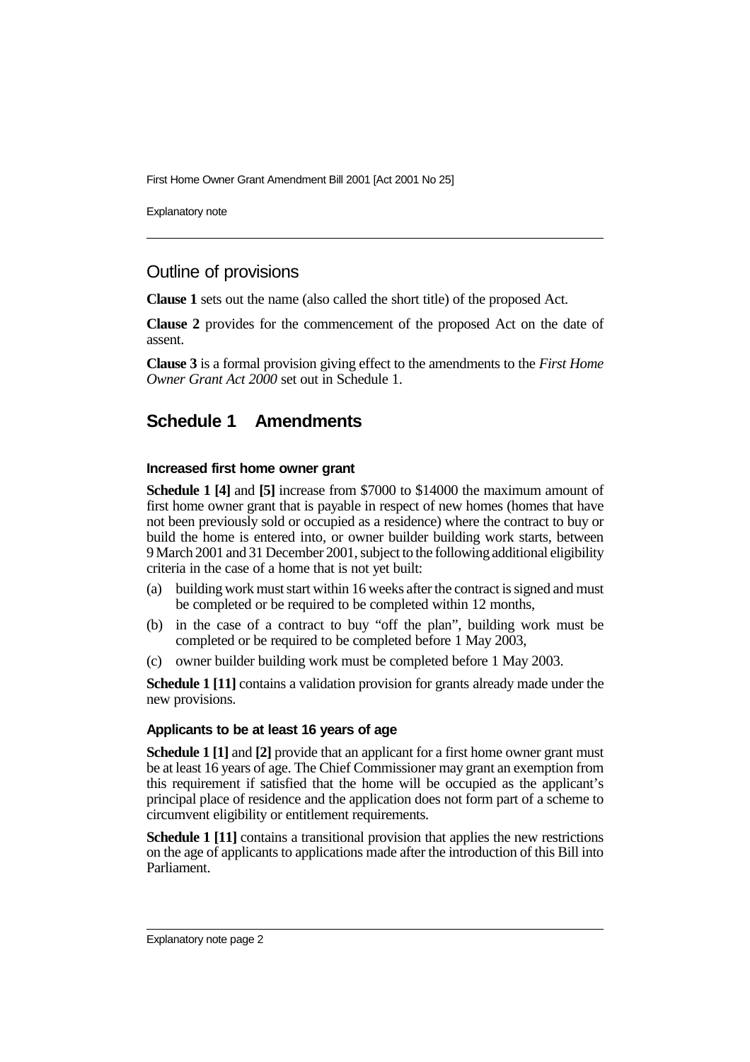## Outline of provisions

**Clause 1** sets out the name (also called the short title) of the proposed Act.

**Clause 2** provides for the commencement of the proposed Act on the date of assent.

**Clause 3** is a formal provision giving effect to the amendments to the *First Home Owner Grant Act 2000* set out in Schedule 1.

## Schedule 1 Amendments

### Increased first home owner grant

**Schedule 1 [4]** and **[5]** increase from $7000 to $14000 the maximum amount of first home owner grant that is payable in respect of new homes (homes that have not been previously sold or occupied as a residence) where the contract to buy or build the home is entered into, or owner builder building work starts, between 9 March 2001 and 31 December 2001, subject to the following additional eligibility criteria in the case of a home that is not yet built:

(a) building work must start within 16 weeks after the contract is signed and must be completed or be required to be completed within 12 months,

(b) in the case of a contract to buy "off the plan", building work must be completed or be required to be completed before 1 May 2003,

(c) owner builder building work must be completed before 1 May 2003.

**Schedule 1 [11]** contains a validation provision for grants already made under the new provisions.

### Applicants to be at least 16 years of age

**Schedule 1 [1]** and **[2]** provide that an applicant for a first home owner grant must be at least 16 years of age. The Chief Commissioner may grant an exemption from this requirement if satisfied that the home will be occupied as the applicant's principal place of residence and the application does not form part of a scheme to circumvent eligibility or entitlement requirements.

**Schedule 1 [11]** contains a transitional provision that applies the new restrictions on the age of applicants to applications made after the introduction of this Bill into Parliament.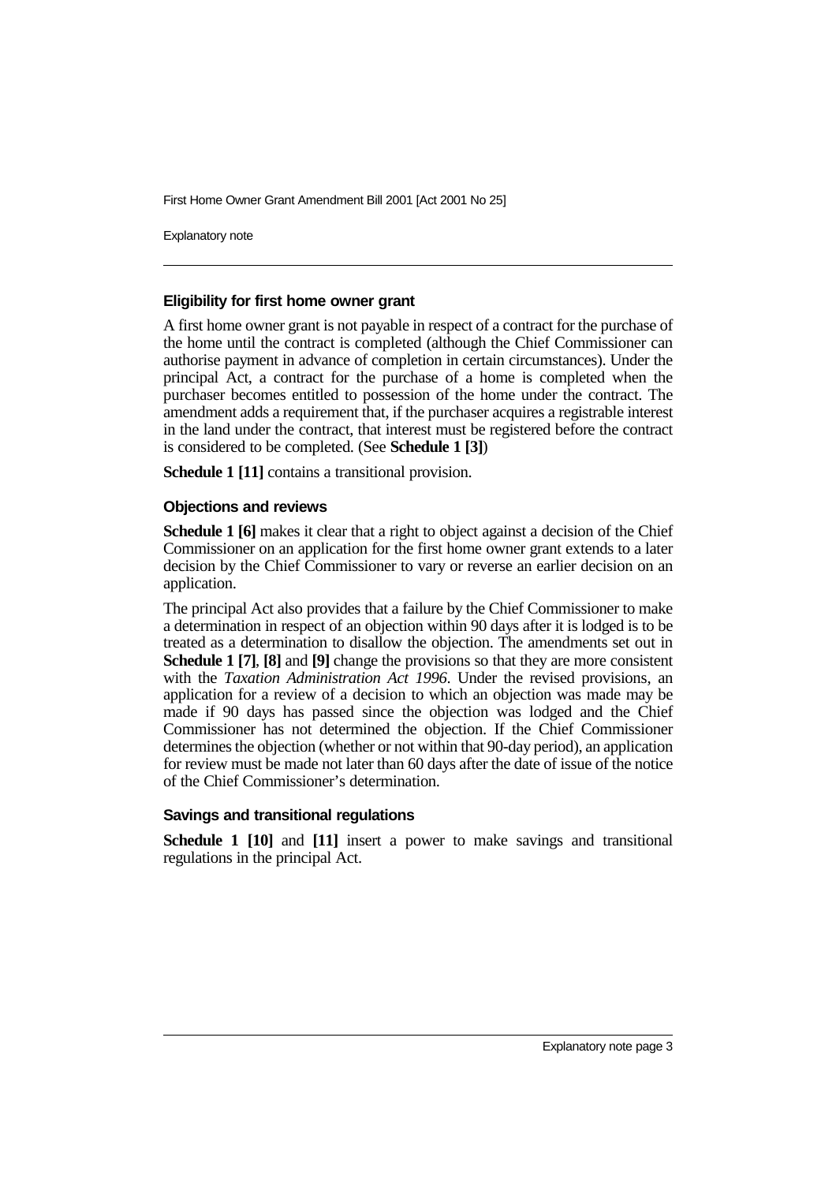### Eligibility for first home owner grant

A first home owner grant is not payable in respect of a contract for the purchase of the home until the contract is completed (although the Chief Commissioner can authorise payment in advance of completion in certain circumstances). Under the principal Act, a contract for the purchase of a home is completed when the purchaser becomes entitled to possession of the home under the contract. The amendment adds a requirement that, if the purchaser acquires a registrable interest in the land under the contract, that interest must be registered before the contract is considered to be completed. (See **Schedule 1 [3]**)

**Schedule 1 [11]** contains a transitional provision.

### Objections and reviews

**Schedule 1 [6]** makes it clear that a right to object against a decision of the Chief Commissioner on an application for the first home owner grant extends to a later decision by the Chief Commissioner to vary or reverse an earlier decision on an application.

The principal Act also provides that a failure by the Chief Commissioner to make a determination in respect of an objection within 90 days after it is lodged is to be treated as a determination to disallow the objection. The amendments set out in **Schedule 1 [7]**, **[8]** and **[9]** change the provisions so that they are more consistent with the *Taxation Administration Act 1996*. Under the revised provisions, an application for a review of a decision to which an objection was made may be made if 90 days has passed since the objection was lodged and the Chief Commissioner has not determined the objection. If the Chief Commissioner determines the objection (whether or not within that 90-day period), an application for review must be made not later than 60 days after the date of issue of the notice of the Chief Commissioner's determination.

### Savings and transitional regulations

**Schedule 1 [10]** and **[11]** insert a power to make savings and transitional regulations in the principal Act.